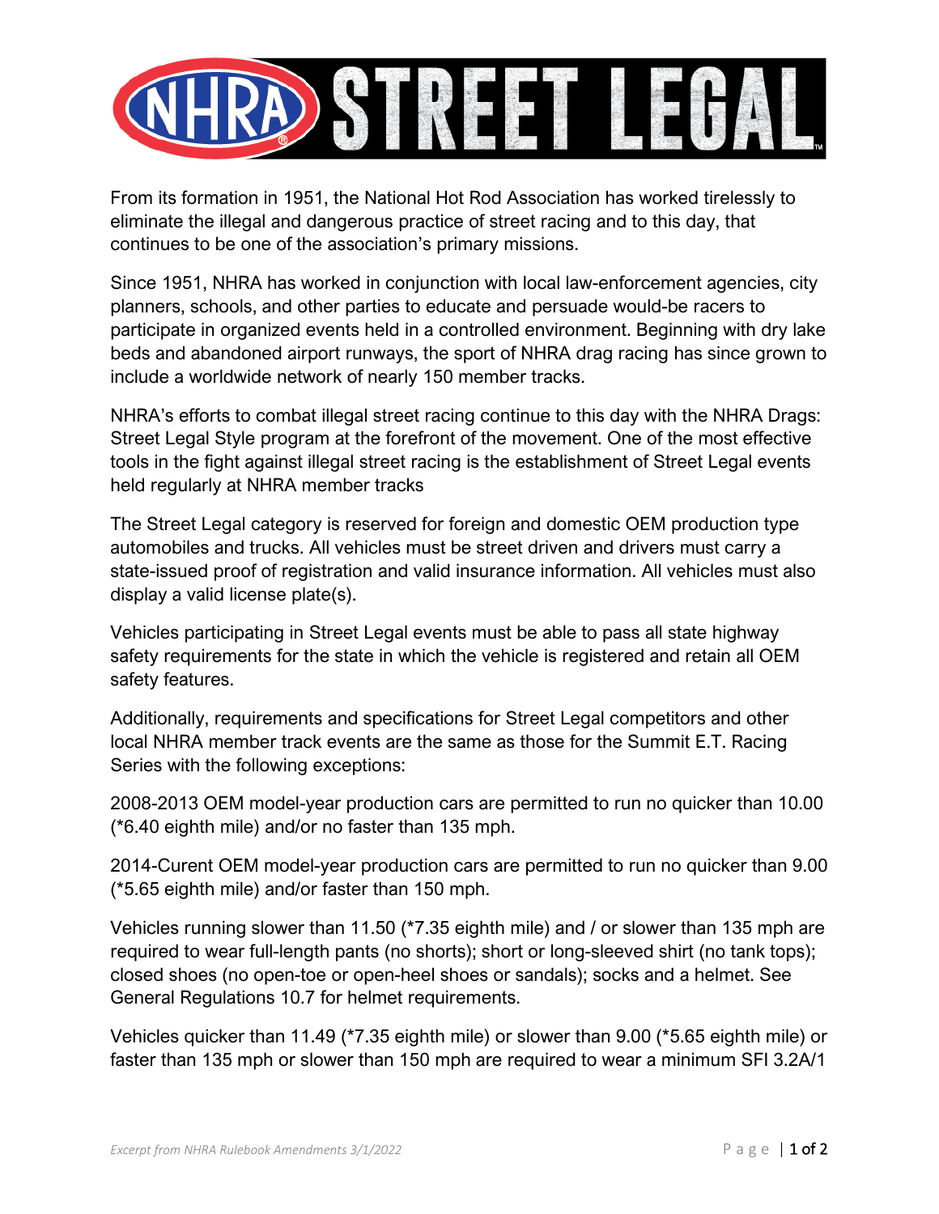# NHRA STREET LEGAL

From its formation in 1951, the National Hot Rod Association has worked tirelessly to eliminate the illegal and dangerous practice of street racing and to this day, that continues to be one of the association's primary missions.

Since 1951, NHRA has worked in conjunction with local law-enforcement agencies, city planners, schools, and other parties to educate and persuade would-be racers to participate in organized events held in a controlled environment. Beginning with dry lake beds and abandoned airport runways, the sport of NHRA drag racing has since grown to include a worldwide network of nearly 150 member tracks.

NHRA's efforts to combat illegal street racing continue to this day with the NHRA Drags: Street Legal Style program at the forefront of the movement. One of the most effective tools in the fight against illegal street racing is the establishment of Street Legal events held regularly at NHRA member tracks

The Street Legal category is reserved for foreign and domestic OEM production type automobiles and trucks. All vehicles must be street driven and drivers must carry a state-issued proof of registration and valid insurance information. All vehicles must also display a valid license plate(s).

Vehicles participating in Street Legal events must be able to pass all state highway safety requirements for the state in which the vehicle is registered and retain all OEM safety features.

Additionally, requirements and specifications for Street Legal competitors and other local NHRA member track events are the same as those for the Summit E.T. Racing Series with the following exceptions:

2008-2013 OEM model-year production cars are permitted to run no quicker than 10.00 (*6.40 eighth mile) and/or no faster than 135 mph.

2014-Curent OEM model-year production cars are permitted to run no quicker than 9.00 (*5.65 eighth mile) and/or faster than 150 mph.

Vehicles running slower than 11.50 (*7.35 eighth mile) and / or slower than 135 mph are required to wear full-length pants (no shorts); short or long-sleeved shirt (no tank tops); closed shoes (no open-toe or open-heel shoes or sandals); socks and a helmet. See General Regulations 10.7 for helmet requirements.

Vehicles quicker than 11.49 (*7.35 eighth mile) or slower than 9.00 (*5.65 eighth mile) or faster than 135 mph or slower than 150 mph are required to wear a minimum SFI 3.2A/1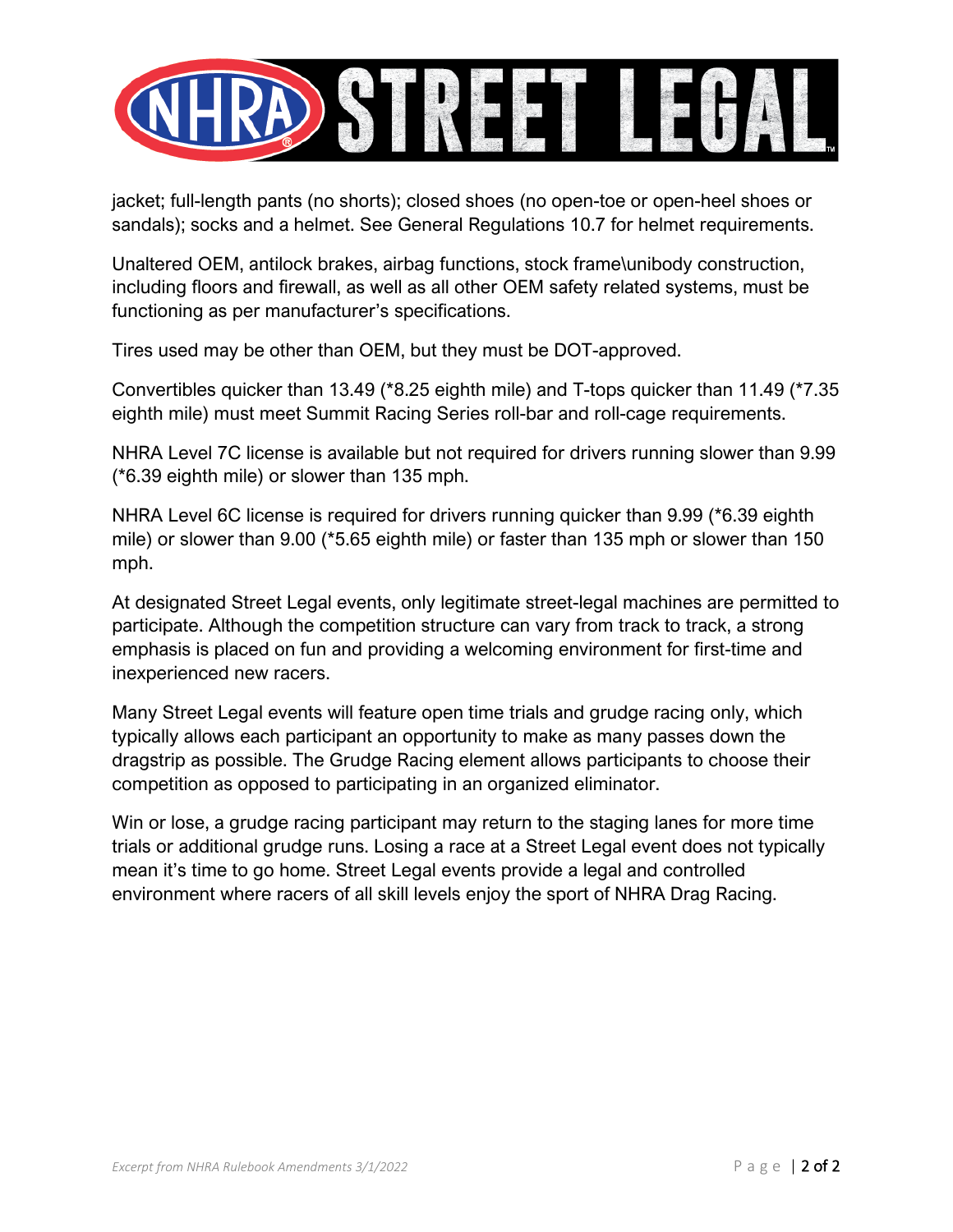jacket; full-length pants (no shorts); closed shoes (no open-toe or open-heel shoes or sandals); socks and a helmet. See General Regulations 10.7 for helmet requirements.

Unaltered OEM, antilock brakes, airbag functions, stock frame\unibody construction, including floors and firewall, as well as all other OEM safety related systems, must be functioning as per manufacturer's specifications.

Tires used may be other than OEM, but they must be DOT-approved.

Convertibles quicker than 13.49 (*8.25 eighth mile) and T-tops quicker than 11.49 (*7.35 eighth mile) must meet Summit Racing Series roll-bar and roll-cage requirements.

NHRA Level 7C license is available but not required for drivers running slower than 9.99 (*6.39 eighth mile) or slower than 135 mph.

NHRA Level 6C license is required for drivers running quicker than 9.99 (*6.39 eighth mile) or slower than 9.00 (*5.65 eighth mile) or faster than 135 mph or slower than 150 mph.

At designated Street Legal events, only legitimate street-legal machines are permitted to participate. Although the competition structure can vary from track to track, a strong emphasis is placed on fun and providing a welcoming environment for first-time and inexperienced new racers.

Many Street Legal events will feature open time trials and grudge racing only, which typically allows each participant an opportunity to make as many passes down the dragstrip as possible. The Grudge Racing element allows participants to choose their competition as opposed to participating in an organized eliminator.

Win or lose, a grudge racing participant may return to the staging lanes for more time trials or additional grudge runs. Losing a race at a Street Legal event does not typically mean it's time to go home. Street Legal events provide a legal and controlled environment where racers of all skill levels enjoy the sport of NHRA Drag Racing.